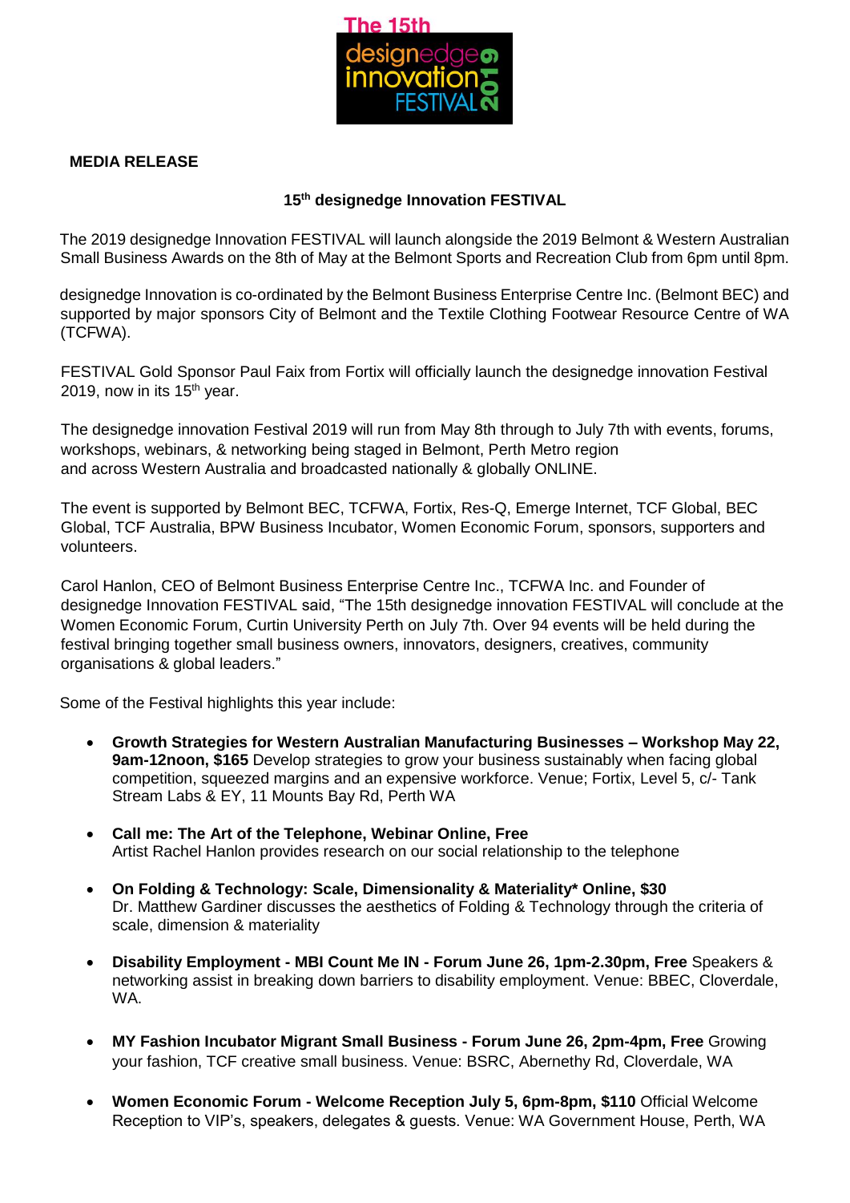The 15th designedge innovation FESTIVAL 2019

**MEDIA RELEASE**

## 15th designedge Innovation FESTIVAL

The 2019 designedge Innovation FESTIVAL will launch alongside the 2019 Belmont & Western Australian Small Business Awards on the 8th of May at the Belmont Sports and Recreation Club from 6pm until 8pm.

designedge Innovation is co-ordinated by the Belmont Business Enterprise Centre Inc. (Belmont BEC) and supported by major sponsors City of Belmont and the Textile Clothing Footwear Resource Centre of WA (TCFWA).

FESTIVAL Gold Sponsor Paul Faix from Fortix will officially launch the designedge innovation Festival 2019, now in its 15th year.

The designedge innovation Festival 2019 will run from May 8th through to July 7th with events, forums, workshops, webinars, & networking being staged in Belmont, Perth Metro region and across Western Australia and broadcasted nationally & globally ONLINE.

The event is supported by Belmont BEC, TCFWA, Fortix, Res-Q, Emerge Internet, TCF Global, BEC Global, TCF Australia, BPW Business Incubator, Women Economic Forum, sponsors, supporters and volunteers.

Carol Hanlon, CEO of Belmont Business Enterprise Centre Inc., TCFWA Inc. and Founder of designedge Innovation FESTIVAL said, "The 15th designedge innovation FESTIVAL will conclude at the Women Economic Forum, Curtin University Perth on July 7th. Over 94 events will be held during the festival bringing together small business owners, innovators, designers, creatives, community organisations & global leaders."

Some of the Festival highlights this year include:

- **Growth Strategies for Western Australian Manufacturing Businesses – Workshop May 22, 9am-12noon, $165** Develop strategies to grow your business sustainably when facing global competition, squeezed margins and an expensive workforce. Venue; Fortix, Level 5, c/- Tank Stream Labs & EY, 11 Mounts Bay Rd, Perth WA
- **Call me: The Art of the Telephone, Webinar Online, Free**
  Artist Rachel Hanlon provides research on our social relationship to the telephone
- **On Folding & Technology: Scale, Dimensionality & Materiality* Online, $30**
  Dr. Matthew Gardiner discusses the aesthetics of Folding & Technology through the criteria of scale, dimension & materiality
- **Disability Employment - MBI Count Me IN - Forum June 26, 1pm-2.30pm, Free** Speakers & networking assist in breaking down barriers to disability employment. Venue: BBEC, Cloverdale, WA.
- **MY Fashion Incubator Migrant Small Business - Forum June 26, 2pm-4pm, Free** Growing your fashion, TCF creative small business. Venue: BSRC, Abernethy Rd, Cloverdale, WA
- **Women Economic Forum - Welcome Reception July 5, 6pm-8pm, $110** Official Welcome Reception to VIP's, speakers, delegates & guests. Venue: WA Government House, Perth, WA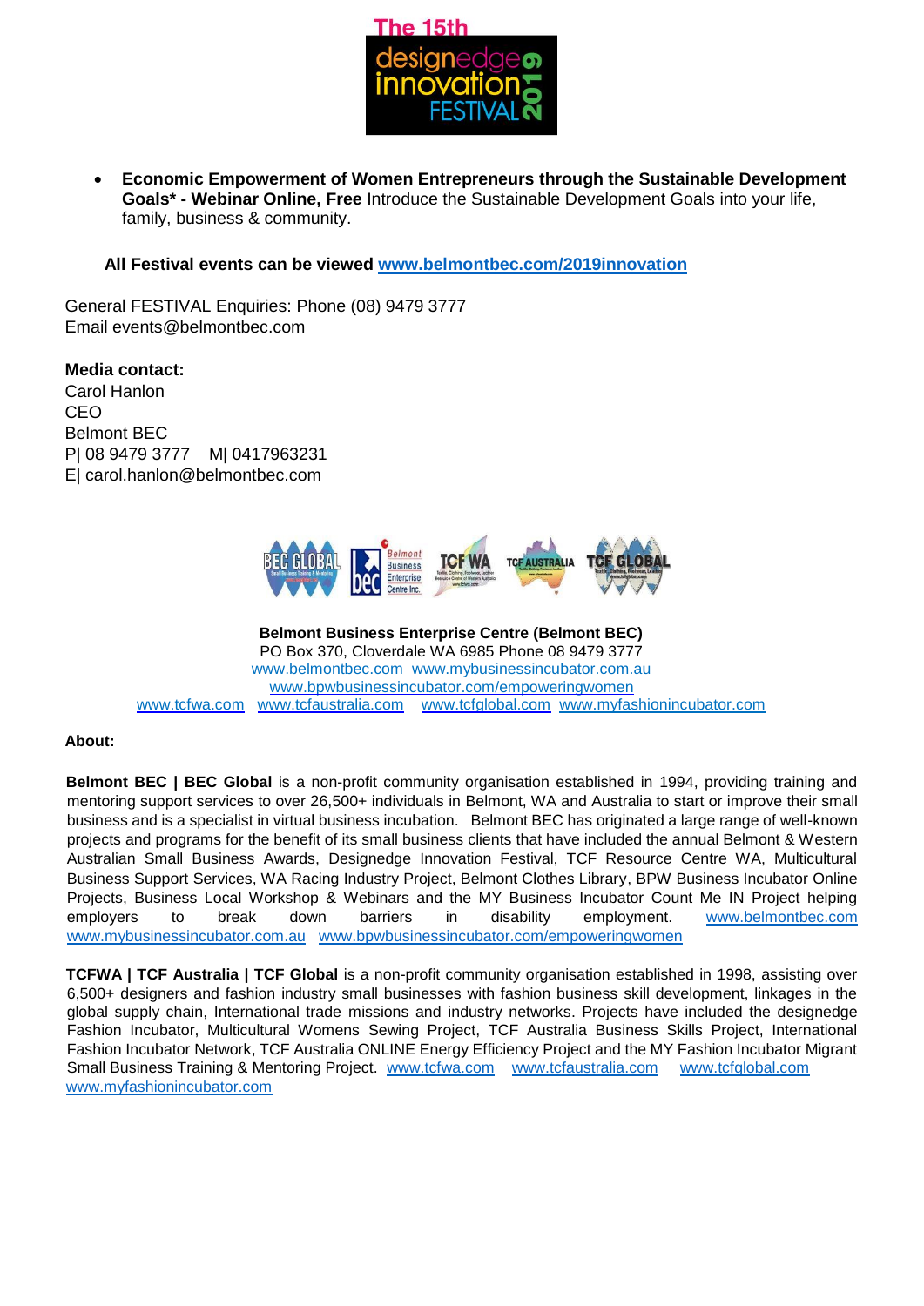- **Economic Empowerment of Women Entrepreneurs through the Sustainable Development Goals* - Webinar Online, Free** Introduce the Sustainable Development Goals into your life, family, business & community.

**All Festival events can be viewed www.belmontbec.com/2019innovation**

General FESTIVAL Enquiries: Phone (08) 9479 3777
Email events@belmontbec.com

**Media contact:**
Carol Hanlon
CEO
Belmont BEC
P| 08 9479 3777 M| 0417963231
E| carol.hanlon@belmontbec.com

**Belmont Business Enterprise Centre (Belmont BEC)**
PO Box 370, Cloverdale WA 6985 Phone 08 9479 3777
www.belmontbec.com www.mybusinessincubator.com.au
www.bpwbusinessincubator.com/empoweringwomen
www.tcfwa.com www.tcfaustralia.com www.tcfglobal.com www.myfashionincubator.com

**About:**

**Belmont BEC | BEC Global** is a non-profit community organisation established in 1994, providing training and mentoring support services to over 26,500+ individuals in Belmont, WA and Australia to start or improve their small business and is a specialist in virtual business incubation. Belmont BEC has originated a large range of well-known projects and programs for the benefit of its small business clients that have included the annual Belmont & Western Australian Small Business Awards, Designedge Innovation Festival, TCF Resource Centre WA, Multicultural Business Support Services, WA Racing Industry Project, Belmont Clothes Library, BPW Business Incubator Online Projects, Business Local Workshop & Webinars and the MY Business Incubator Count Me IN Project helping employers to break down barriers in disability employment. www.belmontbec.com www.mybusinessincubator.com.au www.bpwbusinessincubator.com/empoweringwomen

**TCFWA | TCF Australia | TCF Global** is a non-profit community organisation established in 1998, assisting over 6,500+ designers and fashion industry small businesses with fashion business skill development, linkages in the global supply chain, International trade missions and industry networks. Projects have included the designedge Fashion Incubator, Multicultural Womens Sewing Project, TCF Australia Business Skills Project, International Fashion Incubator Network, TCF Australia ONLINE Energy Efficiency Project and the MY Fashion Incubator Migrant Small Business Training & Mentoring Project. www.tcfwa.com www.tcfaustralia.com www.tcfglobal.com www.myfashionincubator.com